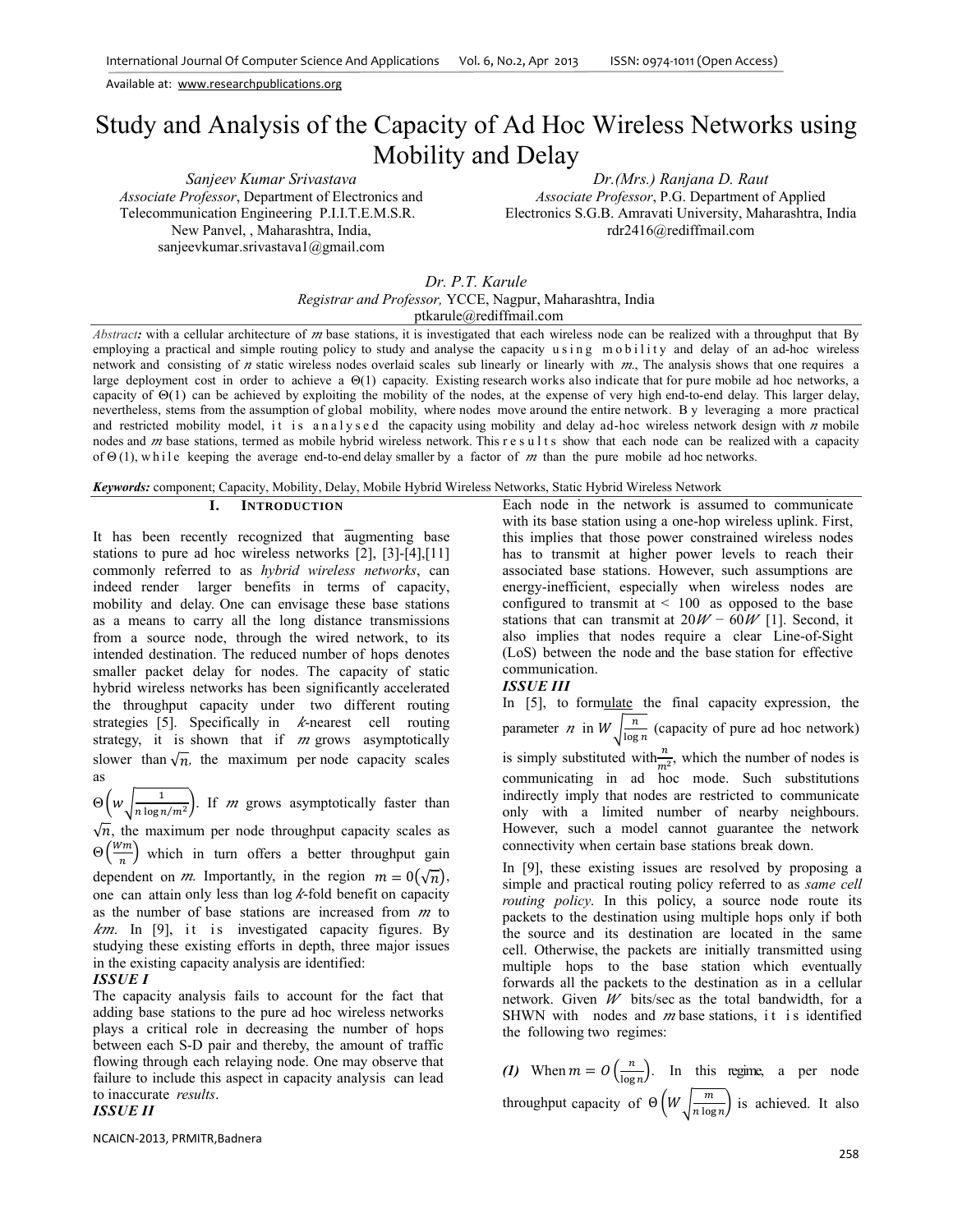Available at: www.researchpublications.org

# Study and Analysis of the Capacity of Ad Hoc Wireless Networks using Mobility and Delay

*Sanjeev Kumar Srivastava*
*Associate Professor*, Department of Electronics and Telecommunication Engineering P.I.I.T.E.M.S.R. New Panvel, , Maharashtra, India,
sanjeevkumar.srivastava1@gmail.com

*Dr.(Mrs.) Ranjana D. Raut*
*Associate Professor*, P.G. Department of Applied Electronics S.G.B. Amravati University, Maharashtra, India
rdr2416@rediffmail.com

*Dr. P.T. Karule*
*Registrar and Professor,* YCCE, Nagpur, Maharashtra, India
ptkarule@rediffmail.com

*Abstract:* with a cellular architecture of $m$ base stations, it is investigated that each wireless node can be realized with a throughput that By employing a practical and simple routing policy to study and analyse the capacity using mobility and delay of an ad-hoc wireless network and consisting of $n$ static wireless nodes overlaid scales sub linearly or linearly with $m$., The analysis shows that one requires a large deployment cost in order to achieve a $\Theta(1)$ capacity. Existing research works also indicate that for pure mobile ad hoc networks, a capacity of $\Theta(1)$ can be achieved by exploiting the mobility of the nodes, at the expense of very high end-to-end delay. This larger delay, nevertheless, stems from the assumption of global mobility, where nodes move around the entire network. By leveraging a more practical and restricted mobility model, it is analysed the capacity using mobility and delay ad-hoc wireless network design with $n$ mobile nodes and $m$ base stations, termed as mobile hybrid wireless network. This results show that each node can be realized with a capacity of $\Theta(1)$, while keeping the average end-to-end delay smaller by a factor of $m$ than the pure mobile ad hoc networks.

***Keywords:*** component; Capacity, Mobility, Delay, Mobile Hybrid Wireless Networks, Static Hybrid Wireless Network

## I. INTRODUCTION

It has been recently recognized that augmenting base stations to pure ad hoc wireless networks [2], [3]-[4],[11] commonly referred to as *hybrid wireless networks*, can indeed render larger benefits in terms of capacity, mobility and delay. One can envisage these base stations as a means to carry all the long distance transmissions from a source node, through the wired network, to its intended destination. The reduced number of hops denotes smaller packet delay for nodes. The capacity of static hybrid wireless networks has been significantly accelerated the throughput capacity under two different routing strategies [5]. Specifically in $k$-nearest cell routing strategy, it is shown that if $m$ grows asymptotically slower than $\sqrt{n}$, the maximum per node capacity scales as $\Theta\left(w\sqrt{\frac{1}{n\log n/m^2}}\right)$. If $m$ grows asymptotically faster than $\sqrt{n}$, the maximum per node throughput capacity scales as $\Theta\left(\frac{Wm}{n}\right)$ which in turn offers a better throughput gain dependent on $m$. Importantly, in the region $m = 0(\sqrt{n})$, one can attain only less than $\log k$-fold benefit on capacity as the number of base stations are increased from $m$ to $km$. In [9], it is investigated capacity figures. By studying these existing efforts in depth, three major issues in the existing capacity analysis are identified:

***ISSUE I***

The capacity analysis fails to account for the fact that adding base stations to the pure ad hoc wireless networks plays a critical role in decreasing the number of hops between each S-D pair and thereby, the amount of traffic flowing through each relaying node. One may observe that failure to include this aspect in capacity analysis can lead to inaccurate *results*.

***ISSUE II***

Each node in the network is assumed to communicate with its base station using a one-hop wireless uplink. First, this implies that those power constrained wireless nodes has to transmit at higher power levels to reach their associated base stations. However, such assumptions are energy-inefficient, especially when wireless nodes are configured to transmit at < 100 as opposed to the base stations that can transmit at $20W - 60W$ [1]. Second, it also implies that nodes require a clear Line-of-Sight (LoS) between the node and the base station for effective communication.

***ISSUE III***

In [5], to formulate the final capacity expression, the parameter $n$ in $W\sqrt{\frac{n}{\log n}}$ (capacity of pure ad hoc network) is simply substituted with $\frac{n}{m^2}$, which the number of nodes is communicating in ad hoc mode. Such substitutions indirectly imply that nodes are restricted to communicate only with a limited number of nearby neighbours. However, such a model cannot guarantee the network connectivity when certain base stations break down.

In [9], these existing issues are resolved by proposing a simple and practical routing policy referred to as *same cell routing policy*. In this policy, a source node route its packets to the destination using multiple hops only if both the source and its destination are located in the same cell. Otherwise, the packets are initially transmitted using multiple hops to the base station which eventually forwards all the packets to the destination as in a cellular network. Given $W$ bits/sec as the total bandwidth, for a SHWN with nodes and $m$ base stations, it is identified the following two regimes:

***(1)*** When $m = O\left(\frac{n}{\log n}\right)$. In this regime, a per node throughput capacity of $\Theta\left(W\sqrt{\frac{m}{n\log n}}\right)$ is achieved. It also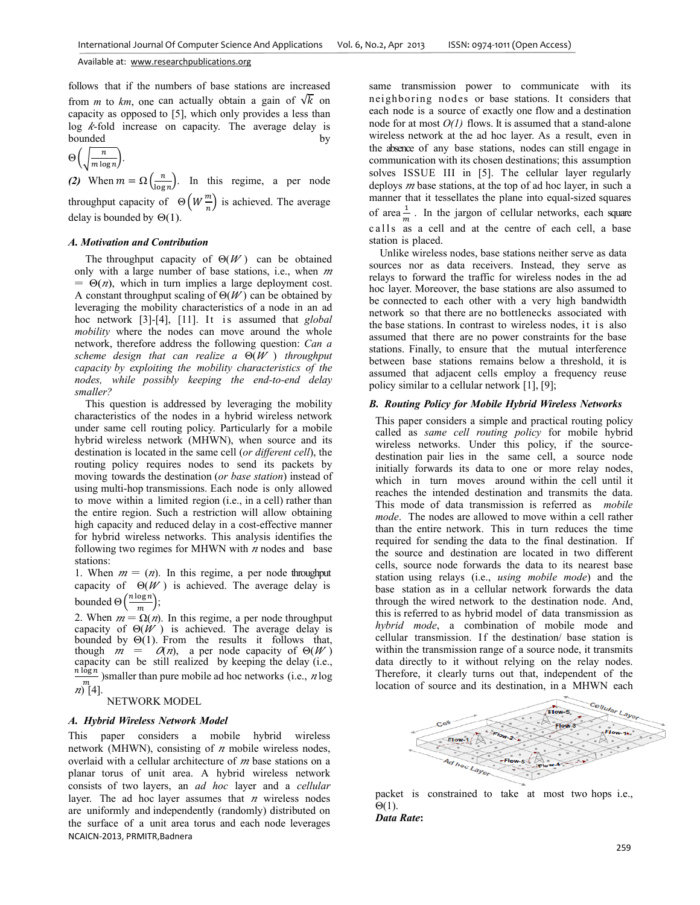follows that if the numbers of base stations are increased from $m$ to $km$, one can actually obtain a gain of $\sqrt{k}$ on capacity as opposed to [5], which only provides a less than log $k$-fold increase on capacity. The average delay is bounded by $\Theta\left(\sqrt{\frac{n}{m \log n}}\right)$.

*(2)* When $m = \Omega\left(\frac{n}{\log n}\right)$. In this regime, a per node throughput capacity of $\Theta\left(W \frac{m}{n}\right)$ is achieved. The average delay is bounded by $\Theta(1)$.

### *A. Motivation and Contribution*

The throughput capacity of $\Theta(W)$ can be obtained only with a large number of base stations, i.e., when $m = \Theta(n)$, which in turn implies a large deployment cost. A constant throughput scaling of $\Theta(W)$ can be obtained by leveraging the mobility characteristics of a node in an ad hoc network [3]-[4], [11]. It is assumed that *global mobility* where the nodes can move around the whole network, therefore address the following question: *Can a scheme design that can realize a $\Theta(W)$ throughput capacity by exploiting the mobility characteristics of the nodes, while possibly keeping the end-to-end delay smaller?*

This question is addressed by leveraging the mobility characteristics of the nodes in a hybrid wireless network under same cell routing policy. Particularly for a mobile hybrid wireless network (MHWN), when source and its destination is located in the same cell (*or different cell*), the routing policy requires nodes to send its packets by moving towards the destination (*or base station*) instead of using multi-hop transmissions. Each node is only allowed to move within a limited region (i.e., in a cell) rather than the entire region. Such a restriction will allow obtaining high capacity and reduced delay in a cost-effective manner for hybrid wireless networks. This analysis identifies the following two regimes for MHWN with $n$ nodes and base stations:

1. When $m = (n)$. In this regime, a per node throughput capacity of $\Theta(W)$ is achieved. The average delay is bounded $\Theta\left(\frac{n \log n}{m}\right)$;
2. When $m = \Omega(n)$. In this regime, a per node throughput capacity of $\Theta(W)$ is achieved. The average delay is bounded by $\Theta(1)$. From the results it follows that, though $m = O(n)$, a per node capacity of $\Theta(W)$ capacity can be still realized by keeping the delay (i.e., $\frac{n \log n}{m}$ )smaller than pure mobile ad hoc networks (i.e., $n$ log $n$) [4].

## NETWORK MODEL

### *A. Hybrid Wireless Network Model*

This paper considers a mobile hybrid wireless network (MHWN), consisting of $n$ mobile wireless nodes, overlaid with a cellular architecture of $m$ base stations on a planar torus of unit area. A hybrid wireless network consists of two layers, an *ad hoc* layer and a *cellular* layer. The ad hoc layer assumes that $n$ wireless nodes are uniformly and independently (randomly) distributed on the surface of a unit area torus and each node leverages same transmission power to communicate with its neighboring nodes or base stations. It considers that each node is a source of exactly one flow and a destination node for at most $O(1)$ flows. It is assumed that a stand-alone wireless network at the ad hoc layer. As a result, even in the absence of any base stations, nodes can still engage in communication with its chosen destinations; this assumption solves ISSUE III in [5]. The cellular layer regularly deploys $m$ base stations, at the top of ad hoc layer, in such a manner that it tessellates the plane into equal-sized squares of area $\frac{1}{m}$. In the jargon of cellular networks, each square calls as a cell and at the centre of each cell, a base station is placed.

Unlike wireless nodes, base stations neither serve as data sources nor as data receivers. Instead, they serve as relays to forward the traffic for wireless nodes in the ad hoc layer. Moreover, the base stations are also assumed to be connected to each other with a very high bandwidth network so that there are no bottlenecks associated with the base stations. In contrast to wireless nodes, it is also assumed that there are no power constraints for the base stations. Finally, to ensure that the mutual interference between base stations remains below a threshold, it is assumed that adjacent cells employ a frequency reuse policy similar to a cellular network [1], [9];

### *B. Routing Policy for Mobile Hybrid Wireless Networks*

This paper considers a simple and practical routing policy called as *same cell routing policy* for mobile hybrid wireless networks. Under this policy, if the source-destination pair lies in the same cell, a source node initially forwards its data to one or more relay nodes, which in turn moves around within the cell until it reaches the intended destination and transmits the data. This mode of data transmission is referred as *mobile mode*. The nodes are allowed to move within a cell rather than the entire network. This in turn reduces the time required for sending the data to the final destination. If the source and destination are located in two different cells, source node forwards the data to its nearest base station using relays (i.e., *using mobile mode*) and the base station as in a cellular network forwards the data through the wired network to the destination node. And, this is referred to as hybrid model of data transmission as *hybrid mode*, a combination of mobile mode and cellular transmission. If the destination/ base station is within the transmission range of a source node, it transmits data directly to it without relying on the relay nodes. Therefore, it clearly turns out that, independent of the location of source and its destination, in a MHWN each packet is constrained to take at most two hops i.e., $\Theta(1)$.

***Data Rate*:**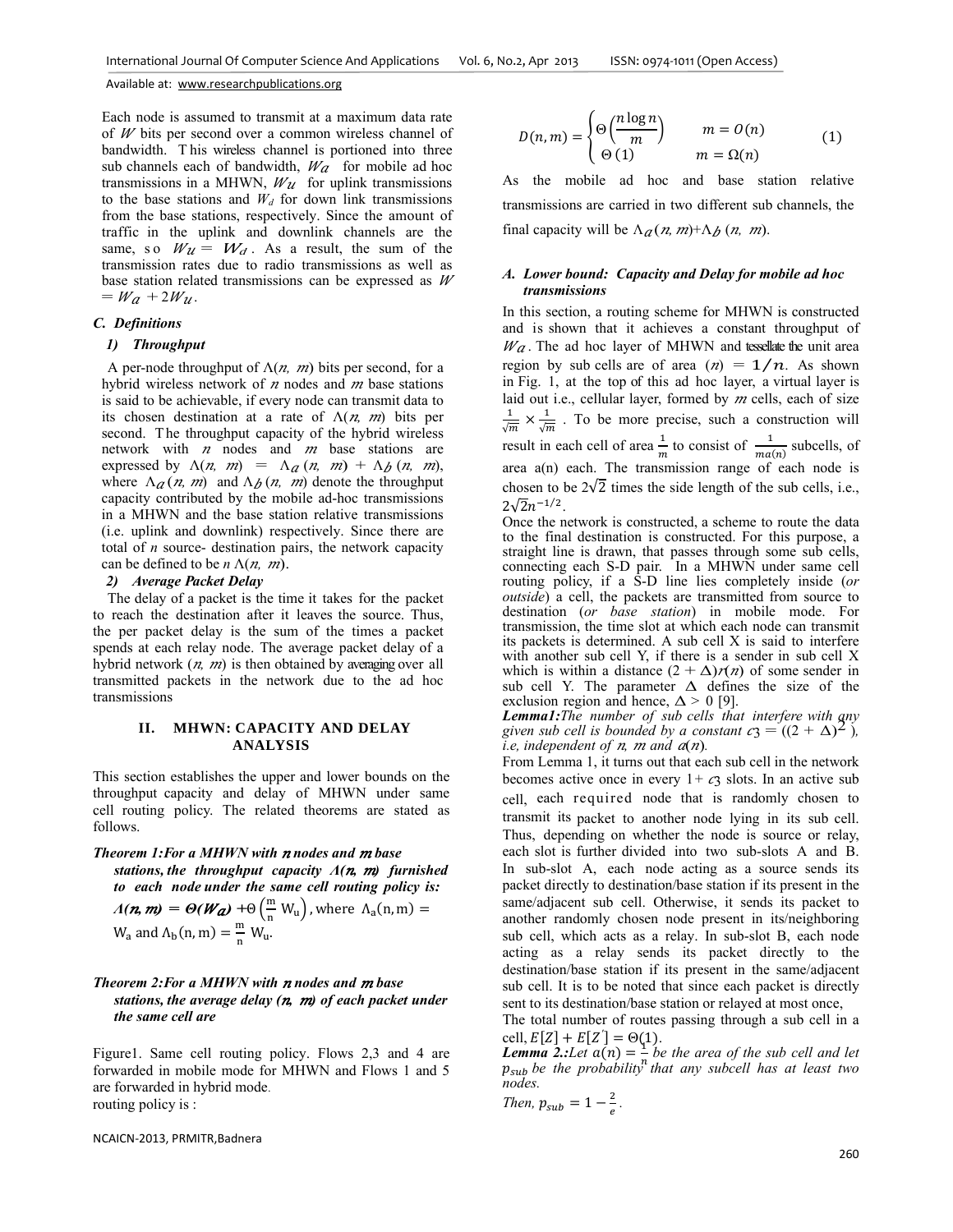Each node is assumed to transmit at a maximum data rate of $W$ bits per second over a common wireless channel of bandwidth. This wireless channel is portioned into three sub channels each of bandwidth, $W_a$ for mobile ad hoc transmissions in a MHWN, $W_u$ for uplink transmissions to the base stations and $W_d$ for down link transmissions from the base stations, respectively. Since the amount of traffic in the uplink and downlink channels are the same, so $W_u = W_d$. As a result, the sum of the transmission rates due to radio transmissions as well as base station related transmissions can be expressed as $W = W_a + 2W_u$.

### C. Definitions

#### 1) Throughput

A per-node throughput of $\Lambda(n, m)$ bits per second, for a hybrid wireless network of $n$ nodes and $m$ base stations is said to be achievable, if every node can transmit data to its chosen destination at a rate of $\Lambda(n, m)$ bits per second. The throughput capacity of the hybrid wireless network with $n$ nodes and $m$ base stations are expressed by $\Lambda(n, m) = \Lambda_a(n, m) + \Lambda_b(n, m)$, where $\Lambda_a(n, m)$ and $\Lambda_b(n, m)$ denote the throughput capacity contributed by the mobile ad-hoc transmissions in a MHWN and the base station relative transmissions (i.e. uplink and downlink) respectively. Since there are total of $n$ source- destination pairs, the network capacity can be defined to be $n\,\Lambda(n, m)$.

#### 2) Average Packet Delay

The delay of a packet is the time it takes for the packet to reach the destination after it leaves the source. Thus, the per packet delay is the sum of the times a packet spends at each relay node. The average packet delay of a hybrid network $(n, m)$ is then obtained by averaging over all transmitted packets in the network due to the ad hoc transmissions

## II. MHWN: CAPACITY AND DELAY ANALYSIS

This section establishes the upper and lower bounds on the throughput capacity and delay of MHWN under same cell routing policy. The related theorems are stated as follows.

***Theorem 1:For a MHWN with $n$ nodes and $m$ base stations, the throughput capacity $\Lambda(n, m)$ furnished to each node under the same cell routing policy is:*** $\Lambda(n, m) = \Theta(W_a) + \Theta\left(\frac{m}{n} W_u\right)$, where $\Lambda_a(n, m) = W_a$ and $\Lambda_b(n, m) = \frac{m}{n} W_u$.

***Theorem 2:For a MHWN with $n$ nodes and $m$ base stations, the average delay $(n, m)$ of each packet under the same cell are***

Figure1. Same cell routing policy. Flows 2,3 and 4 are forwarded in mobile mode for MHWN and Flows 1 and 5 are forwarded in hybrid mode.

routing policy is :

$$D(n, m) = \begin{cases} \Theta\left(\frac{n \log n}{m}\right) & m = O(n) \\ \Theta(1) & m = \Omega(n) \end{cases} \quad (1)$$

As the mobile ad hoc and base station relative transmissions are carried in two different sub channels, the final capacity will be $\Lambda_a(n, m) + \Lambda_b(n, m)$.

### *A. Lower bound: Capacity and Delay for mobile ad hoc transmissions*

In this section, a routing scheme for MHWN is constructed and is shown that it achieves a constant throughput of $W_a$. The ad hoc layer of MHWN and tessellate the unit area region by sub cells are of area $(n) = 1/n$. As shown in Fig. 1, at the top of this ad hoc layer, a virtual layer is laid out i.e., cellular layer, formed by $m$ cells, each of size $\frac{1}{\sqrt{m}} \times \frac{1}{\sqrt{m}}$. To be more precise, such a construction will result in each cell of area $\frac{1}{m}$ to consist of $\frac{1}{m a(n)}$ subcells, of area a(n) each. The transmission range of each node is chosen to be $2\sqrt{2}$ times the side length of the sub cells, i.e., $2\sqrt{2}n^{-1/2}$.

Once the network is constructed, a scheme to route the data to the final destination is constructed. For this purpose, a straight line is drawn, that passes through some sub cells, connecting each S-D pair. In a MHWN under same cell routing policy, if a S-D line lies completely inside (*or outside*) a cell, the packets are transmitted from source to destination (*or base station*) in mobile mode. For transmission, the time slot at which each node can transmit its packets is determined. A sub cell X is said to interfere with another sub cell Y, if there is a sender in sub cell X which is within a distance $(2 + \Delta)r(n)$ of some sender in sub cell Y. The parameter $\Delta$ defines the size of the exclusion region and hence, $\Delta > 0$ [9].

***Lemma1:****The number of sub cells that interfere with any given sub cell is bounded by a constant $c_3 = ((2 + \Delta)^2)$, i.e, independent of $n$, $m$ and $a(n)$.*

From Lemma 1, it turns out that each sub cell in the network becomes active once in every $1 + c_3$ slots. In an active sub cell, each required node that is randomly chosen to transmit its packet to another node lying in its sub cell. Thus, depending on whether the node is source or relay, each slot is further divided into two sub-slots A and B. In sub-slot A, each node acting as a source sends its packet directly to destination/base station if its present in the same/adjacent sub cell. Otherwise, it sends its packet to another randomly chosen node present in its/neighboring sub cell, which acts as a relay. In sub-slot B, each node acting as a relay sends its packet directly to the destination/base station if its present in the same/adjacent sub cell. It is to be noted that since each packet is directly sent to its destination/base station or relayed at most once,

The total number of routes passing through a sub cell in a cell, $E[Z] + E[Z'] = \Theta(1)$.

***Lemma 2.:****Let $a(n) = \frac{1}{n}$ be the area of the sub cell and let $p_{sub}$ be the probability that any subcell has at least two nodes.*

*Then,* $p_{sub} = 1 - \frac{2}{e}$.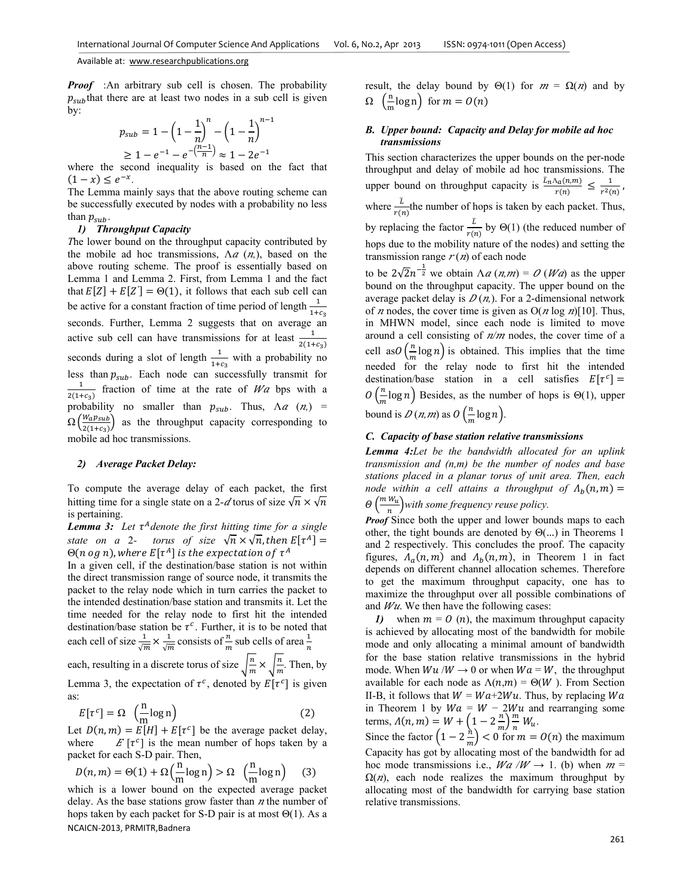***Proof*** :An arbitrary sub cell is chosen. The probability $p_{sub}$ that there are at least two nodes in a sub cell is given by:

$$p_{sub} = 1 - \left(1 - \frac{1}{n}\right)^n - \left(1 - \frac{1}{n}\right)^{n-1}$$
$$\geq 1 - e^{-1} - e^{-\left(\frac{n-1}{n}\right)} \approx 1 - 2e^{-1}$$

where the second inequality is based on the fact that $(1 - x) \leq e^{-x}$.

The Lemma mainly says that the above routing scheme can be successfully executed by nodes with a probability no less than $p_{sub}$.

#### *1) Throughput Capacity*

The lower bound on the throughput capacity contributed by the mobile ad hoc transmissions, $\Lambda a\ (n,)$, based on the above routing scheme. The proof is essentially based on Lemma 1 and Lemma 2. First, from Lemma 1 and the fact that $E[Z] + E[Z'] = \Theta(1)$, it follows that each sub cell can be active for a constant fraction of time period of length $\frac{1}{1+c_3}$ seconds. Further, Lemma 2 suggests that on average an active sub cell can have transmissions for at least $\frac{1}{2(1+c_3)}$ seconds during a slot of length $\frac{1}{1+c_3}$ with a probability no less than $p_{sub}$. Each node can successfully transmit for $\frac{1}{2(1+c_3)}$ fraction of time at the rate of $Wa$ bps with a probability no smaller than $p_{sub}$. Thus, $\Lambda a\ (n,) = \Omega\left(\frac{W_a p_{sub}}{2(1+c_3)}\right)$ as the throughput capacity corresponding to mobile ad hoc transmissions.

#### *2) Average Packet Delay:*

To compute the average delay of each packet, the first hitting time for a single state on a 2-*d* torus of size $\sqrt{n} \times \sqrt{n}$ is pertaining.

***Lemma 3:*** *Let $\tau^A$ denote the first hitting time for a single state on a 2- torus of size $\sqrt{n} \times \sqrt{n}$, then $E[\tau^A] = \Theta(n\ og\ n)$, where $E[\tau^A]$ is the expectation of $\tau^A$*

In a given cell, if the destination/base station is not within the direct transmission range of source node, it transmits the packet to the relay node which in turn carries the packet to the intended destination/base station and transmits it. Let the time needed for the relay node to first hit the intended destination/base station be $\tau^c$. Further, it is to be noted that each cell of size $\frac{1}{\sqrt{m}} \times \frac{1}{\sqrt{m}}$ consists of $\frac{n}{m}$ sub cells of area $\frac{1}{n}$ each, resulting in a discrete torus of size $\sqrt{\frac{n}{m}} \times \sqrt{\frac{n}{m}}$. Then, by Lemma 3, the expectation of $\tau^c$, denoted by $E[\tau^c]$ is given as:

$$E[\tau^c] = \Omega\ \left(\frac{n}{m}\log n\right) \qquad (2)$$

Let $D(n,m) = E[H] + E[\tau^c]$ be the average packet delay, where $E\ [\tau^c]$ is the mean number of hops taken by a packet for each S-D pair. Then,

$$D(n,m) = \Theta(1) + \Omega\left(\frac{n}{m}\log n\right) > \Omega\ \left(\frac{n}{m}\log n\right) \qquad (3)$$

which is a lower bound on the expected average packet delay. As the base stations grow faster than $n$ the number of hops taken by each packet for S-D pair is at most $\Theta(1)$. As a result, the delay bound by $\Theta(1)$ for $m = \Omega(n)$ and by $\Omega\ \left(\frac{n}{m}\log n\right)$ for $m = O(n)$

### *B. Upper bound: Capacity and Delay for mobile ad hoc transmissions*

This section characterizes the upper bounds on the per-node throughput and delay of mobile ad hoc transmissions. The upper bound on throughput capacity is $\frac{\bar{L}_n \Lambda_a(n,m)}{r(n)} \leq \frac{1}{r^2(n)}$, where $\frac{\bar{L}}{r(n)}$ the number of hops is taken by each packet. Thus, by replacing the factor $\frac{\bar{L}}{r(n)}$ by $\Theta(1)$ (the reduced number of hops due to the mobility nature of the nodes) and setting the transmission range $r\ (n)$ of each node to be $2\sqrt{2}n^{-\frac{1}{2}}$ we obtain $\Lambda a\ (n,m) = O\ (Wa)$ as the upper bound on the throughput capacity. The upper bound on the average packet delay is $D\ (n,)$. For a 2-dimensional network of $n$ nodes, the cover time is given as $O(n \log n)$[10]. Thus, in MHWN model, since each node is limited to move around a cell consisting of $n/m$ nodes, the cover time of a cell as $O\left(\frac{n}{m}\log n\right)$ is obtained. This implies that the time needed for the relay node to first hit the intended destination/base station in a cell satisfies $E[\tau^c] = O\left(\frac{n}{m}\log n\right)$ Besides, as the number of hops is $\Theta(1)$, upper bound is $D\ (n,m)$ as $O\left(\frac{n}{m}\log n\right)$.

### *C. Capacity of base station relative transmissions*

***Lemma 4:*** *Let be the bandwidth allocated for an uplink transmission and (n,m) be the number of nodes and base stations placed in a planar torus of unit area. Then, each node within a cell attains a throughput of $\Lambda_b(n,m) = \Theta\left(\frac{m\ W_u}{n}\right)$ with some frequency reuse policy.*

***Proof*** Since both the upper and lower bounds maps to each other, the tight bounds are denoted by $\Theta(\ldots)$ in Theorems 1 and 2 respectively. This concludes the proof. The capacity figures, $\Lambda_a(n,m)$ and $\Lambda_b(n,m)$, in Theorem 1 in fact depends on different channel allocation schemes. Therefore to get the maximum throughput capacity, one has to maximize the throughput over all possible combinations of and $Wu$. We then have the following cases:

***1)*** when $m = O\ (n)$, the maximum throughput capacity is achieved by allocating most of the bandwidth for mobile mode and only allocating a minimal amount of bandwidth for the base station relative transmissions in the hybrid mode. When $Wu/W \rightarrow 0$ or when $Wa = W$, the throughput available for each node as $\Lambda(n,m) = \Theta(W\ )$. From Section II-B, it follows that $W = Wa + 2Wu$. Thus, by replacing $Wa$ in Theorem 1 by $Wa = W - 2Wu$ and rearranging some terms, $\Lambda(n,m) = W + \left(1 - 2\frac{n}{m}\right)\frac{m}{n}W_u$.

Since the factor $\left(1 - 2\frac{n}{m}\right) < 0$ for $m = O(n)$ the maximum Capacity has got by allocating most of the bandwidth for ad hoc mode transmissions i.e., $Wa/W \rightarrow 1$. (b) when $m = \Omega(n)$, each node realizes the maximum throughput by allocating most of the bandwidth for carrying base station relative transmissions.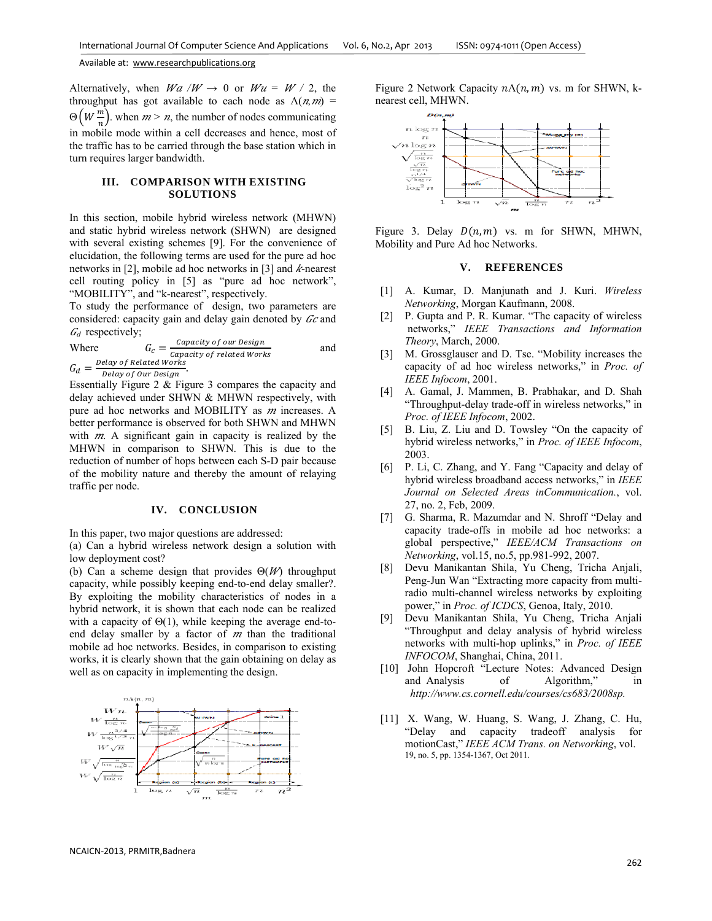Alternatively, when $Wa / W \rightarrow 0$ or $Wu = W / 2$, the throughput has got available to each node as $\Lambda(n,m) = \Theta\left(W\frac{m}{n}\right)$. when $m > n$, the number of nodes communicating in mobile mode within a cell decreases and hence, most of the traffic has to be carried through the base station which in turn requires larger bandwidth.

## III. COMPARISON WITH EXISTING SOLUTIONS

In this section, mobile hybrid wireless network (MHWN) and static hybrid wireless network (SHWN) are designed with several existing schemes [9]. For the convenience of elucidation, the following terms are used for the pure ad hoc networks in [2], mobile ad hoc networks in [3] and *k*-nearest cell routing policy in [5] as "pure ad hoc network", "MOBILITY", and "k-nearest", respectively.

To study the performance of design, two parameters are considered: capacity gain and delay gain denoted by $Gc$ and $G_d$ respectively;

Where $G_c = \frac{\text{Capacity of our Design}}{\text{Capacity of related Works}}$ and $G_d = \frac{\text{Delay of Related Works}}{\text{Delay of Our Design}}$.

Essentially Figure 2 & Figure 3 compares the capacity and delay achieved under SHWN & MHWN respectively, with pure ad hoc networks and MOBILITY as $m$ increases. A better performance is observed for both SHWN and MHWN with $m$. A significant gain in capacity is realized by the MHWN in comparison to SHWN. This is due to the reduction of number of hops between each S-D pair because of the mobility nature and thereby the amount of relaying traffic per node.

## IV. CONCLUSION

In this paper, two major questions are addressed:

(a) Can a hybrid wireless network design a solution with low deployment cost?

(b) Can a scheme design that provides $\Theta(W)$ throughput capacity, while possibly keeping end-to-end delay smaller?. By exploiting the mobility characteristics of nodes in a hybrid network, it is shown that each node can be realized with a capacity of $\Theta(1)$, while keeping the average end-to-end delay smaller by a factor of $m$ than the traditional mobile ad hoc networks. Besides, in comparison to existing works, it is clearly shown that the gain obtaining on delay as well as on capacity in implementing the design.

$n\Lambda(n,m)$

$Wn$

$W\frac{n}{\log n}$

$W\frac{n^{3/4}}{\log^{1/2} n}$

$W\sqrt{n}$

$W\sqrt{\frac{n}{\log^3 n}}$

$W\sqrt{\frac{n}{\log n}}$

MHWN

SHWN

k-nearest

Gain 1

Gain

Pure ad hoc networks

Region (a)

Region (b)

Region (c)

$1 \quad \log n \quad \sqrt{n} \quad \frac{n}{\log n} \quad n \quad n^2$

$m$

Figure 2 Network Capacity $n\Lambda(n,m)$ vs. m for SHWN, k-nearest cell, MHWN.

$D(n,m)$

$\frac{n \log n}{m}$

$\sqrt{n \log n}$

$\sqrt{\frac{n}{\log n}}$

$\frac{\sqrt{n}}{\log n}$

$\frac{n^{1/4}}{\sqrt{\log n}}$

$\log^2 n$

Mobility

MHWN

Pure ad hoc networks

SHWN

$1 \quad \log n \quad \sqrt{n} \quad \frac{n}{\log n} \quad n \quad n^2$

$m$

Figure 3. Delay $D(n,m)$ vs. m for SHWN, MHWN, Mobility and Pure Ad hoc Networks.

## V. REFERENCES

[1] A. Kumar, D. Manjunath and J. Kuri. *Wireless Networking*, Morgan Kaufmann, 2008.

[2] P. Gupta and P. R. Kumar. "The capacity of wireless networks," *IEEE Transactions and Information Theory*, March, 2000.

[3] M. Grossglauser and D. Tse. "Mobility increases the capacity of ad hoc wireless networks," in *Proc. of IEEE Infocom*, 2001.

[4] A. Gamal, J. Mammen, B. Prabhakar, and D. Shah "Throughput-delay trade-off in wireless networks," in *Proc. of IEEE Infocom*, 2002.

[5] B. Liu, Z. Liu and D. Towsley "On the capacity of hybrid wireless networks," in *Proc. of IEEE Infocom*, 2003.

[6] P. Li, C. Zhang, and Y. Fang "Capacity and delay of hybrid wireless broadband access networks," in *IEEE Journal on Selected Areas inCommunication.*, vol. 27, no. 2, Feb, 2009.

[7] G. Sharma, R. Mazumdar and N. Shroff "Delay and capacity trade-offs in mobile ad hoc networks: a global perspective," *IEEE/ACM Transactions on Networking*, vol.15, no.5, pp.981-992, 2007.

[8] Devu Manikantan Shila, Yu Cheng, Tricha Anjali, Peng-Jun Wan "Extracting more capacity from multi-radio multi-channel wireless networks by exploiting power," in *Proc. of ICDCS*, Genoa, Italy, 2010.

[9] Devu Manikantan Shila, Yu Cheng, Tricha Anjali "Throughput and delay analysis of hybrid wireless networks with multi-hop uplinks," in *Proc. of IEEE INFOCOM*, Shanghai, China, 2011.

[10] John Hopcroft "Lecture Notes: Advanced Design and Analysis of Algorithm," in *http://www.cs.cornell.edu/courses/cs683/2008sp.*

[11] X. Wang, W. Huang, S. Wang, J. Zhang, C. Hu, "Delay and capacity tradeoff analysis for motionCast," *IEEE ACM Trans. on Networking*, vol. 19, no. 5, pp. 1354-1367, Oct 2011.